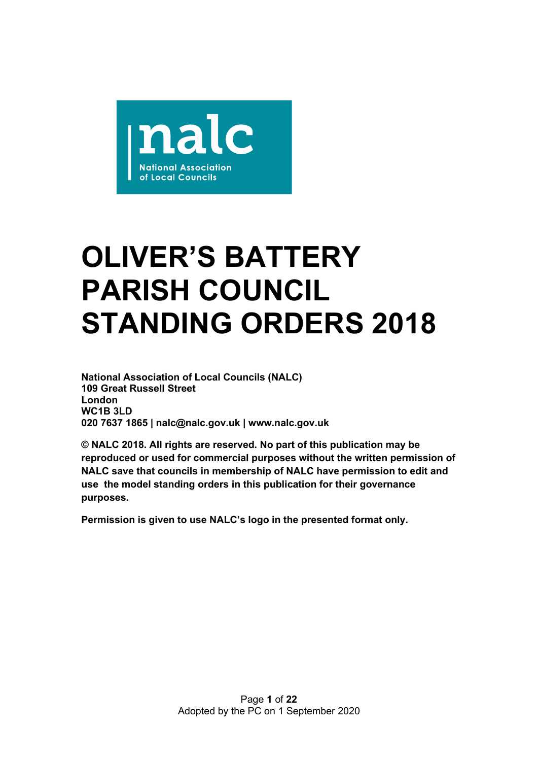nalc

National Association of Local Councils

# OLIVER'S BATTERY PARISH COUNCIL STANDING ORDERS 2018

**National Association of Local Councils (NALC)**
**109 Great Russell Street**
**London**
**WC1B 3LD**
**020 7637 1865 | nalc@nalc.gov.uk | www.nalc.gov.uk**

**© NALC 2018. All rights are reserved. No part of this publication may be reproduced or used for commercial purposes without the written permission of NALC save that councils in membership of NALC have permission to edit and use the model standing orders in this publication for their governance purposes.**

**Permission is given to use NALC's logo in the presented format only.**

Adopted by the PC on 1 September 2020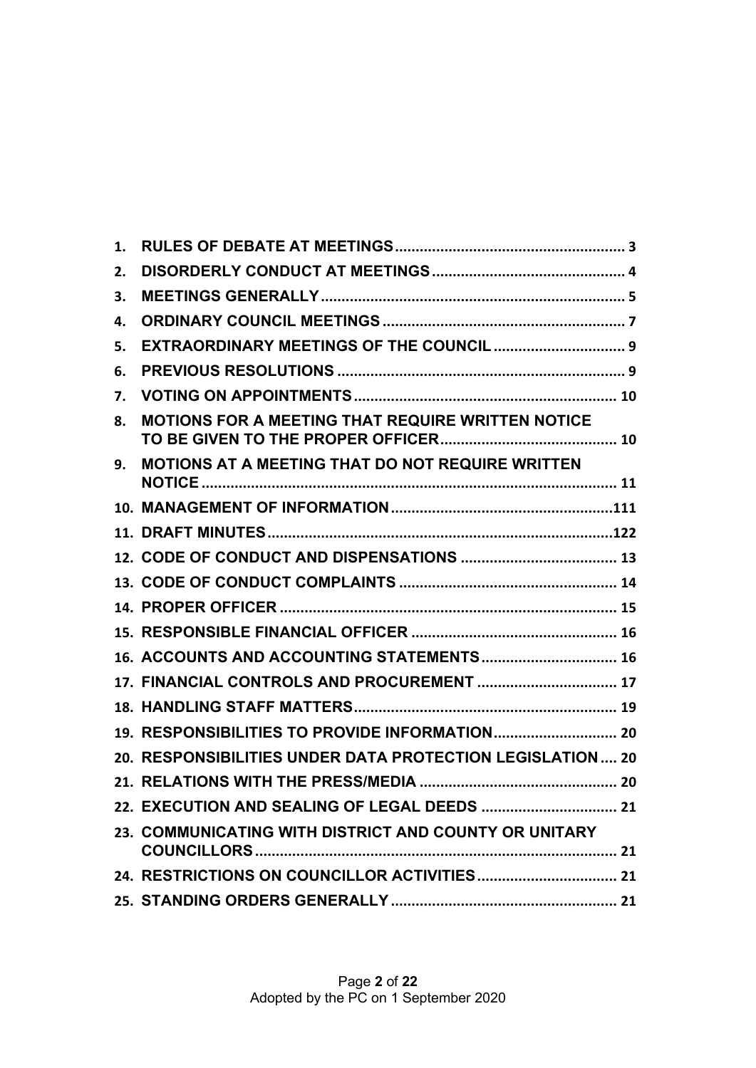1. RULES OF DEBATE AT MEETINGS ........................................................ 3
2. DISORDERLY CONDUCT AT MEETINGS .............................................. 4
3. MEETINGS GENERALLY .......................................................................... 5
4. ORDINARY COUNCIL MEETINGS .......................................................... 7
5. EXTRAORDINARY MEETINGS OF THE COUNCIL ................................ 9
6. PREVIOUS RESOLUTIONS ..................................................................... 9
7. VOTING ON APPOINTMENTS ................................................................ 10
8. MOTIONS FOR A MEETING THAT REQUIRE WRITTEN NOTICE TO BE GIVEN TO THE PROPER OFFICER .......................................... 10
9. MOTIONS AT A MEETING THAT DO NOT REQUIRE WRITTEN NOTICE ..................................................................................................... 11
10. MANAGEMENT OF INFORMATION .....................................................111
11. DRAFT MINUTES ....................................................................................122
12. CODE OF CONDUCT AND DISPENSATIONS ...................................... 13
13. CODE OF CONDUCT COMPLAINTS ..................................................... 14
14. PROPER OFFICER ................................................................................. 15
15. RESPONSIBLE FINANCIAL OFFICER .................................................. 16
16. ACCOUNTS AND ACCOUNTING STATEMENTS ................................. 16
17. FINANCIAL CONTROLS AND PROCUREMENT .................................. 17
18. HANDLING STAFF MATTERS ............................................................... 19
19. RESPONSIBILITIES TO PROVIDE INFORMATION .............................. 20
20. RESPONSIBILITIES UNDER DATA PROTECTION LEGISLATION .... 20
21. RELATIONS WITH THE PRESS/MEDIA ................................................ 20
22. EXECUTION AND SEALING OF LEGAL DEEDS ................................. 21
23. COMMUNICATING WITH DISTRICT AND COUNTY OR UNITARY COUNCILLORS ........................................................................................ 21
24. RESTRICTIONS ON COUNCILLOR ACTIVITIES .................................. 21
25. STANDING ORDERS GENERALLY ....................................................... 21

Adopted by the PC on 1 September 2020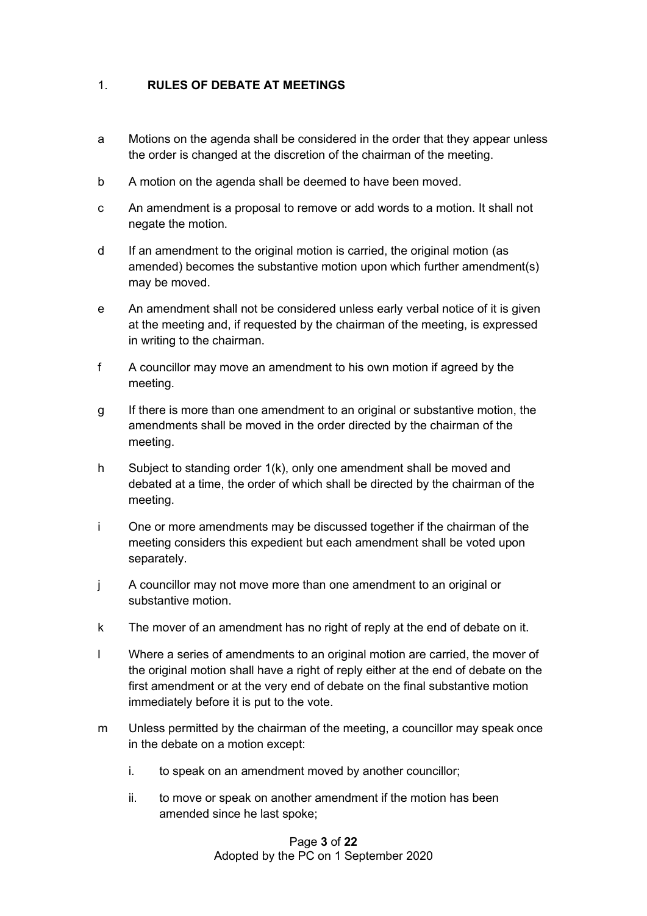## 1. RULES OF DEBATE AT MEETINGS

a. Motions on the agenda shall be considered in the order that they appear unless the order is changed at the discretion of the chairman of the meeting.

b. A motion on the agenda shall be deemed to have been moved.

c. An amendment is a proposal to remove or add words to a motion. It shall not negate the motion.

d. If an amendment to the original motion is carried, the original motion (as amended) becomes the substantive motion upon which further amendment(s) may be moved.

e. An amendment shall not be considered unless early verbal notice of it is given at the meeting and, if requested by the chairman of the meeting, is expressed in writing to the chairman.

f. A councillor may move an amendment to his own motion if agreed by the meeting.

g. If there is more than one amendment to an original or substantive motion, the amendments shall be moved in the order directed by the chairman of the meeting.

h. Subject to standing order 1(k), only one amendment shall be moved and debated at a time, the order of which shall be directed by the chairman of the meeting.

i. One or more amendments may be discussed together if the chairman of the meeting considers this expedient but each amendment shall be voted upon separately.

j. A councillor may not move more than one amendment to an original or substantive motion.

k. The mover of an amendment has no right of reply at the end of debate on it.

l. Where a series of amendments to an original motion are carried, the mover of the original motion shall have a right of reply either at the end of debate on the first amendment or at the very end of debate on the final substantive motion immediately before it is put to the vote.

m. Unless permitted by the chairman of the meeting, a councillor may speak once in the debate on a motion except:

   i. to speak on an amendment moved by another councillor;

   ii. to move or speak on another amendment if the motion has been amended since he last spoke;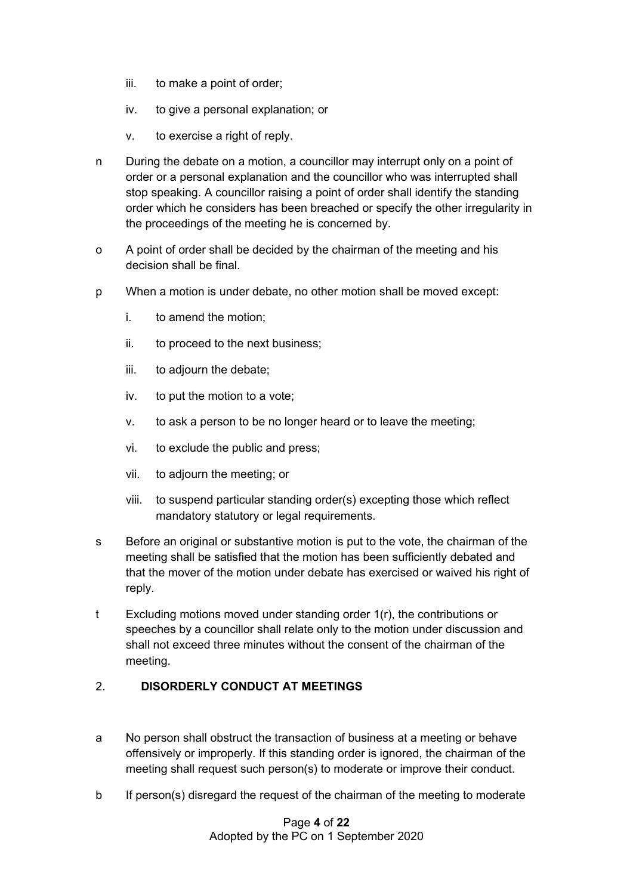iii. to make a point of order;

iv. to give a personal explanation; or

v. to exercise a right of reply.

n During the debate on a motion, a councillor may interrupt only on a point of order or a personal explanation and the councillor who was interrupted shall stop speaking. A councillor raising a point of order shall identify the standing order which he considers has been breached or specify the other irregularity in the proceedings of the meeting he is concerned by.

o A point of order shall be decided by the chairman of the meeting and his decision shall be final.

p When a motion is under debate, no other motion shall be moved except:

i. to amend the motion;

ii. to proceed to the next business;

iii. to adjourn the debate;

iv. to put the motion to a vote;

v. to ask a person to be no longer heard or to leave the meeting;

vi. to exclude the public and press;

vii. to adjourn the meeting; or

viii. to suspend particular standing order(s) excepting those which reflect mandatory statutory or legal requirements.

s Before an original or substantive motion is put to the vote, the chairman of the meeting shall be satisfied that the motion has been sufficiently debated and that the mover of the motion under debate has exercised or waived his right of reply.

t Excluding motions moved under standing order 1(r), the contributions or speeches by a councillor shall relate only to the motion under discussion and shall not exceed three minutes without the consent of the chairman of the meeting.

## 2. DISORDERLY CONDUCT AT MEETINGS

a No person shall obstruct the transaction of business at a meeting or behave offensively or improperly. If this standing order is ignored, the chairman of the meeting shall request such person(s) to moderate or improve their conduct.

b If person(s) disregard the request of the chairman of the meeting to moderate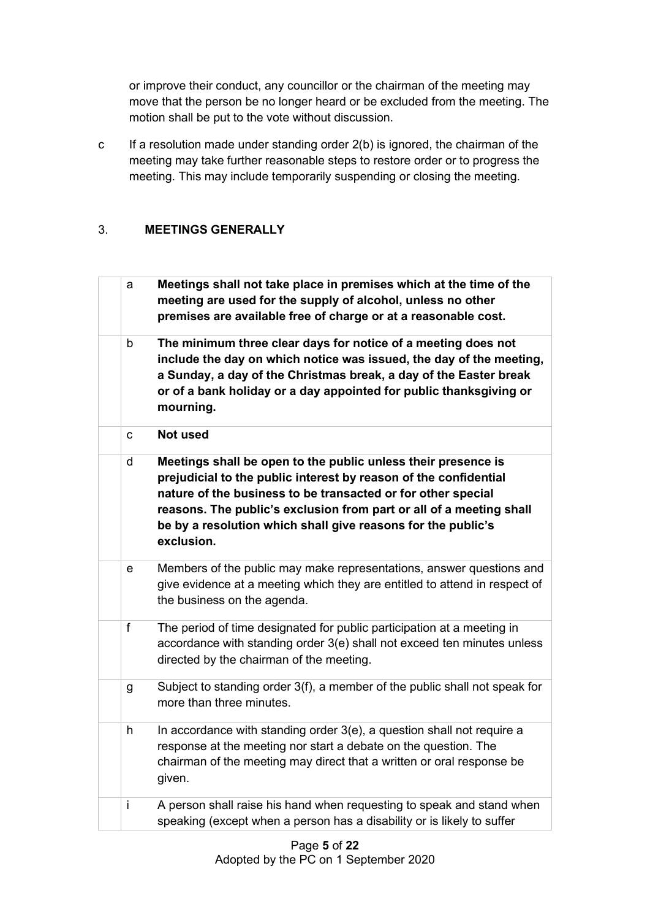or improve their conduct, any councillor or the chairman of the meeting may move that the person be no longer heard or be excluded from the meeting. The motion shall be put to the vote without discussion.

c If a resolution made under standing order 2(b) is ignored, the chairman of the meeting may take further reasonable steps to restore order or to progress the meeting. This may include temporarily suspending or closing the meeting.

## 3. MEETINGS GENERALLY

| | | |
|---|---|---|
| | a | **Meetings shall not take place in premises which at the time of the meeting are used for the supply of alcohol, unless no other premises are available free of charge or at a reasonable cost.** |
| | b | **The minimum three clear days for notice of a meeting does not include the day on which notice was issued, the day of the meeting, a Sunday, a day of the Christmas break, a day of the Easter break or of a bank holiday or a day appointed for public thanksgiving or mourning.** |
| | c | **Not used** |
| | d | **Meetings shall be open to the public unless their presence is prejudicial to the public interest by reason of the confidential nature of the business to be transacted or for other special reasons. The public's exclusion from part or all of a meeting shall be by a resolution which shall give reasons for the public's exclusion.** |
| | e | Members of the public may make representations, answer questions and give evidence at a meeting which they are entitled to attend in respect of the business on the agenda. |
| | f | The period of time designated for public participation at a meeting in accordance with standing order 3(e) shall not exceed ten minutes unless directed by the chairman of the meeting. |
| | g | Subject to standing order 3(f), a member of the public shall not speak for more than three minutes. |
| | h | In accordance with standing order 3(e), a question shall not require a response at the meeting nor start a debate on the question. The chairman of the meeting may direct that a written or oral response be given. |
| | i | A person shall raise his hand when requesting to speak and stand when speaking (except when a person has a disability or is likely to suffer |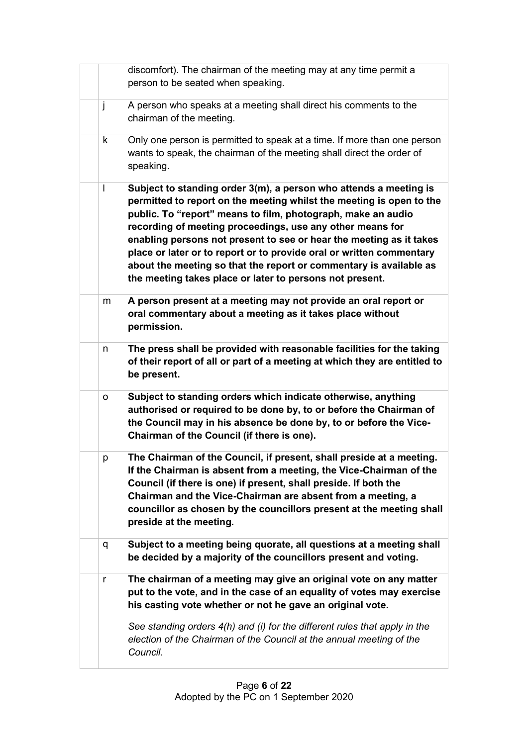| | | |
|---|---|---|
| | | discomfort). The chairman of the meeting may at any time permit a person to be seated when speaking. |
| | j | A person who speaks at a meeting shall direct his comments to the chairman of the meeting. |
| | k | Only one person is permitted to speak at a time. If more than one person wants to speak, the chairman of the meeting shall direct the order of speaking. |
| | l | **Subject to standing order 3(m), a person who attends a meeting is permitted to report on the meeting whilst the meeting is open to the public. To "report" means to film, photograph, make an audio recording of meeting proceedings, use any other means for enabling persons not present to see or hear the meeting as it takes place or later or to report or to provide oral or written commentary about the meeting so that the report or commentary is available as the meeting takes place or later to persons not present.** |
| | m | **A person present at a meeting may not provide an oral report or oral commentary about a meeting as it takes place without permission.** |
| | n | **The press shall be provided with reasonable facilities for the taking of their report of all or part of a meeting at which they are entitled to be present.** |
| | o | **Subject to standing orders which indicate otherwise, anything authorised or required to be done by, to or before the Chairman of the Council may in his absence be done by, to or before the Vice-Chairman of the Council (if there is one).** |
| | p | **The Chairman of the Council, if present, shall preside at a meeting. If the Chairman is absent from a meeting, the Vice-Chairman of the Council (if there is one) if present, shall preside. If both the Chairman and the Vice-Chairman are absent from a meeting, a councillor as chosen by the councillors present at the meeting shall preside at the meeting.** |
| | q | **Subject to a meeting being quorate, all questions at a meeting shall be decided by a majority of the councillors present and voting.** |
| | r | **The chairman of a meeting may give an original vote on any matter put to the vote, and in the case of an equality of votes may exercise his casting vote whether or not he gave an original vote.**<br><br>*See standing orders 4(h) and (i) for the different rules that apply in the election of the Chairman of the Council at the annual meeting of the Council.* |

Adopted by the PC on 1 September 2020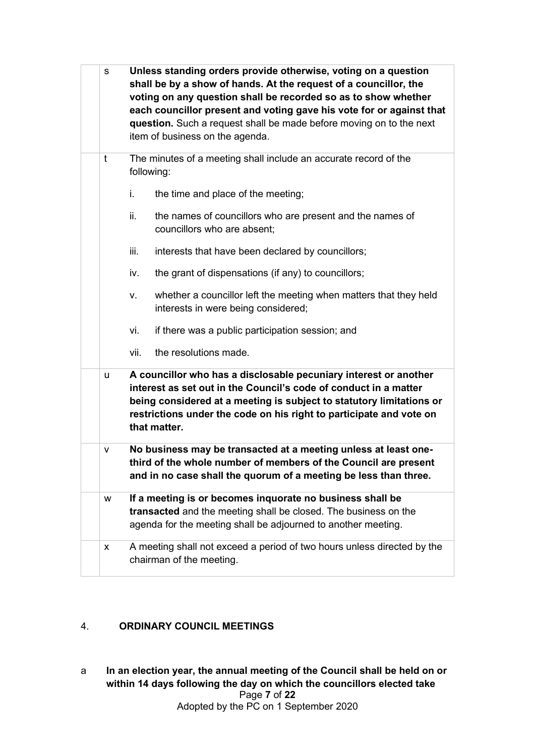| | | |
|---|---|---|
| | s | **Unless standing orders provide otherwise, voting on a question shall be by a show of hands. At the request of a councillor, the voting on any question shall be recorded so as to show whether each councillor present and voting gave his vote for or against that question.** Such a request shall be made before moving on to the next item of business on the agenda. |
| | t | The minutes of a meeting shall include an accurate record of the following:<br><br>i. the time and place of the meeting;<br><br>ii. the names of councillors who are present and the names of councillors who are absent;<br><br>iii. interests that have been declared by councillors;<br><br>iv. the grant of dispensations (if any) to councillors;<br><br>v. whether a councillor left the meeting when matters that they held interests in were being considered;<br><br>vi. if there was a public participation session; and<br><br>vii. the resolutions made. |
| | u | **A councillor who has a disclosable pecuniary interest or another interest as set out in the Council's code of conduct in a matter being considered at a meeting is subject to statutory limitations or restrictions under the code on his right to participate and vote on that matter.** |
| | v | **No business may be transacted at a meeting unless at least one-third of the whole number of members of the Council are present and in no case shall the quorum of a meeting be less than three.** |
| | w | **If a meeting is or becomes inquorate no business shall be transacted** and the meeting shall be closed. The business on the agenda for the meeting shall be adjourned to another meeting. |
| | x | A meeting shall not exceed a period of two hours unless directed by the chairman of the meeting. |

4. **ORDINARY COUNCIL MEETINGS**

a **In an election year, the annual meeting of the Council shall be held on or within 14 days following the day on which the councillors elected take**

Adopted by the PC on 1 September 2020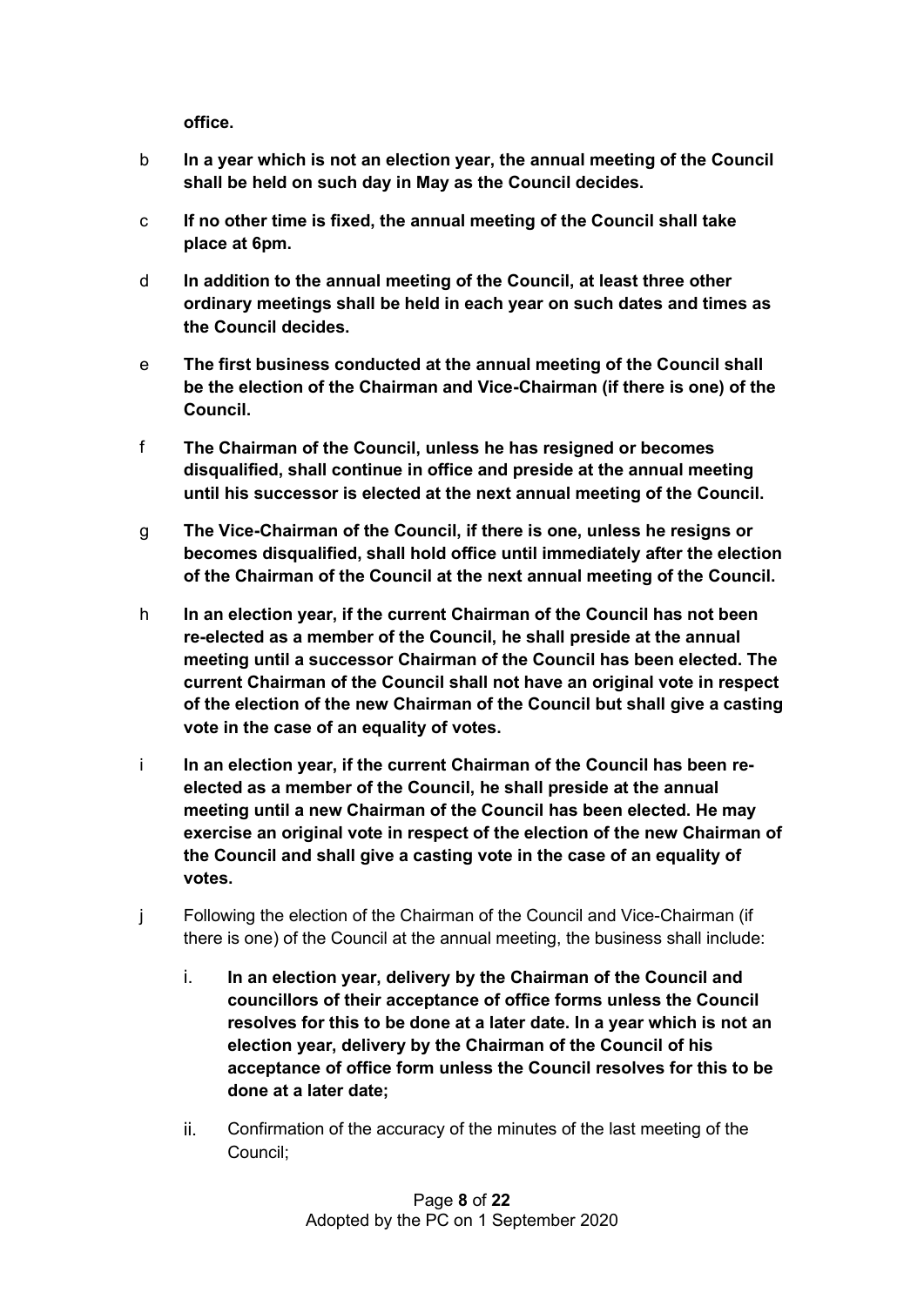**office.**

b **In a year which is not an election year, the annual meeting of the Council shall be held on such day in May as the Council decides.**

c **If no other time is fixed, the annual meeting of the Council shall take place at 6pm.**

d **In addition to the annual meeting of the Council, at least three other ordinary meetings shall be held in each year on such dates and times as the Council decides.**

e **The first business conducted at the annual meeting of the Council shall be the election of the Chairman and Vice-Chairman (if there is one) of the Council.**

f **The Chairman of the Council, unless he has resigned or becomes disqualified, shall continue in office and preside at the annual meeting until his successor is elected at the next annual meeting of the Council.**

g **The Vice-Chairman of the Council, if there is one, unless he resigns or becomes disqualified, shall hold office until immediately after the election of the Chairman of the Council at the next annual meeting of the Council.**

h **In an election year, if the current Chairman of the Council has not been re-elected as a member of the Council, he shall preside at the annual meeting until a successor Chairman of the Council has been elected. The current Chairman of the Council shall not have an original vote in respect of the election of the new Chairman of the Council but shall give a casting vote in the case of an equality of votes.**

i **In an election year, if the current Chairman of the Council has been re-elected as a member of the Council, he shall preside at the annual meeting until a new Chairman of the Council has been elected. He may exercise an original vote in respect of the election of the new Chairman of the Council and shall give a casting vote in the case of an equality of votes.**

j Following the election of the Chairman of the Council and Vice-Chairman (if there is one) of the Council at the annual meeting, the business shall include:

   i. **In an election year, delivery by the Chairman of the Council and councillors of their acceptance of office forms unless the Council resolves for this to be done at a later date. In a year which is not an election year, delivery by the Chairman of the Council of his acceptance of office form unless the Council resolves for this to be done at a later date;**

   ii. Confirmation of the accuracy of the minutes of the last meeting of the Council;

Adopted by the PC on 1 September 2020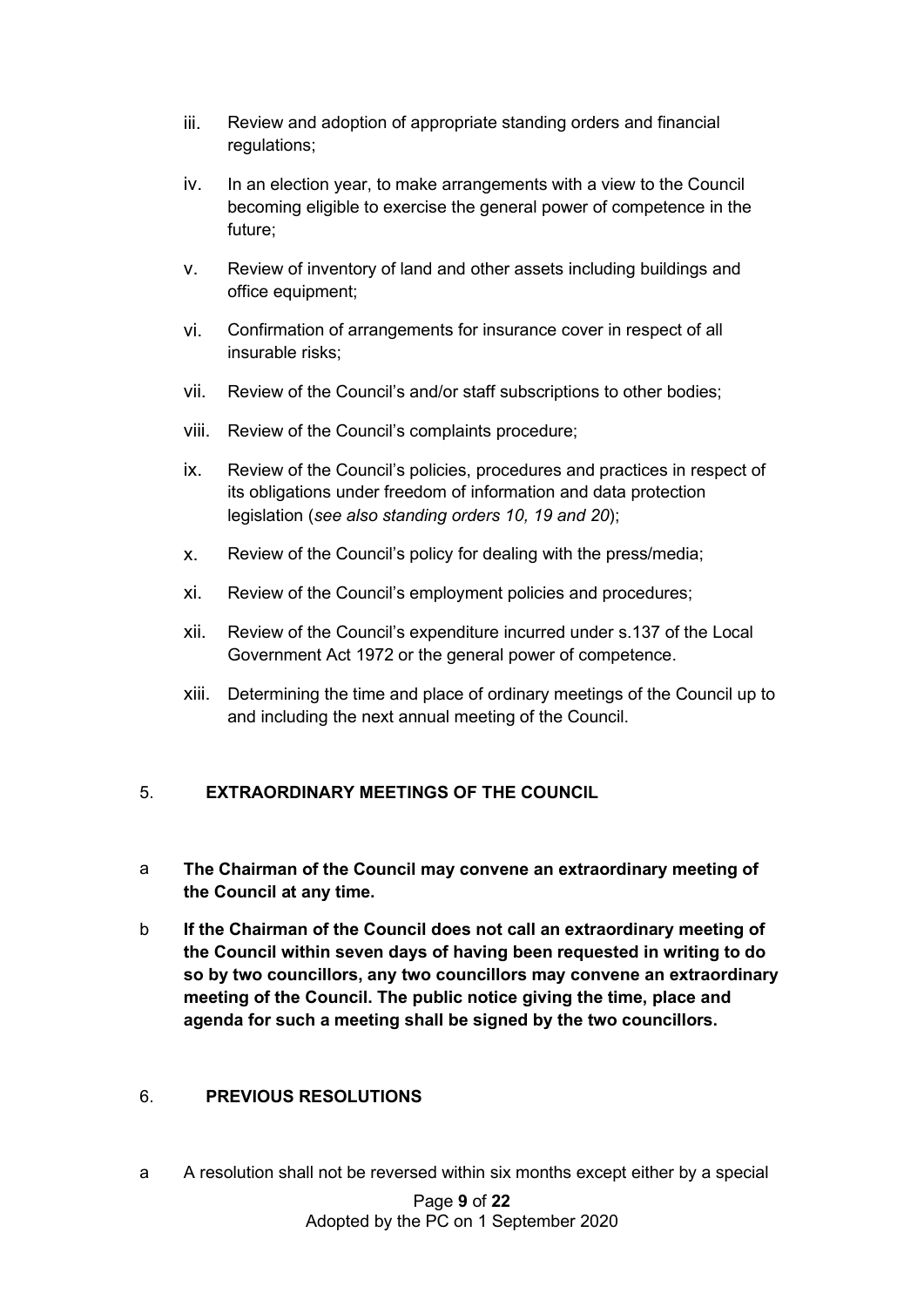iii. Review and adoption of appropriate standing orders and financial regulations;

iv. In an election year, to make arrangements with a view to the Council becoming eligible to exercise the general power of competence in the future;

v. Review of inventory of land and other assets including buildings and office equipment;

vi. Confirmation of arrangements for insurance cover in respect of all insurable risks;

vii. Review of the Council's and/or staff subscriptions to other bodies;

viii. Review of the Council's complaints procedure;

ix. Review of the Council's policies, procedures and practices in respect of its obligations under freedom of information and data protection legislation (*see also standing orders 10, 19 and 20*);

x. Review of the Council's policy for dealing with the press/media;

xi. Review of the Council's employment policies and procedures;

xii. Review of the Council's expenditure incurred under s.137 of the Local Government Act 1972 or the general power of competence.

xiii. Determining the time and place of ordinary meetings of the Council up to and including the next annual meeting of the Council.

## 5. EXTRAORDINARY MEETINGS OF THE COUNCIL

a **The Chairman of the Council may convene an extraordinary meeting of the Council at any time.**

b **If the Chairman of the Council does not call an extraordinary meeting of the Council within seven days of having been requested in writing to do so by two councillors, any two councillors may convene an extraordinary meeting of the Council. The public notice giving the time, place and agenda for such a meeting shall be signed by the two councillors.**

## 6. PREVIOUS RESOLUTIONS

a A resolution shall not be reversed within six months except either by a special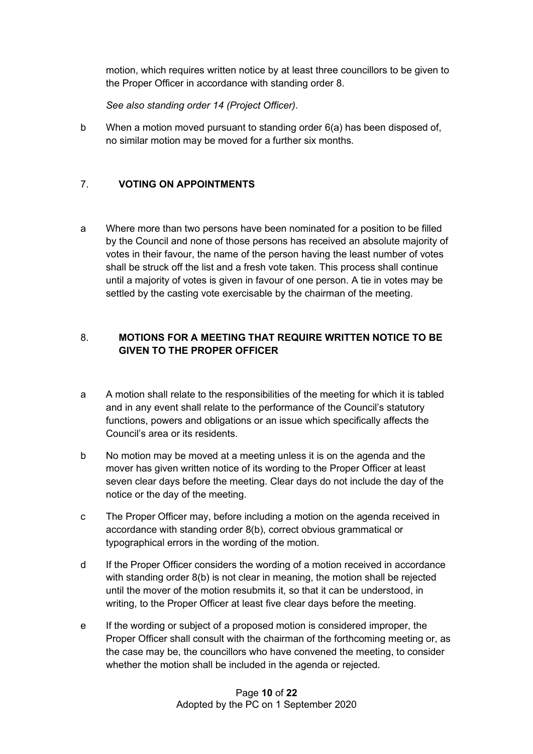motion, which requires written notice by at least three councillors to be given to the Proper Officer in accordance with standing order 8.

*See also standing order 14 (Project Officer).*

b When a motion moved pursuant to standing order 6(a) has been disposed of, no similar motion may be moved for a further six months.

## 7. VOTING ON APPOINTMENTS

a Where more than two persons have been nominated for a position to be filled by the Council and none of those persons has received an absolute majority of votes in their favour, the name of the person having the least number of votes shall be struck off the list and a fresh vote taken. This process shall continue until a majority of votes is given in favour of one person. A tie in votes may be settled by the casting vote exercisable by the chairman of the meeting.

## 8. MOTIONS FOR A MEETING THAT REQUIRE WRITTEN NOTICE TO BE GIVEN TO THE PROPER OFFICER

a A motion shall relate to the responsibilities of the meeting for which it is tabled and in any event shall relate to the performance of the Council's statutory functions, powers and obligations or an issue which specifically affects the Council's area or its residents.

b No motion may be moved at a meeting unless it is on the agenda and the mover has given written notice of its wording to the Proper Officer at least seven clear days before the meeting. Clear days do not include the day of the notice or the day of the meeting.

c The Proper Officer may, before including a motion on the agenda received in accordance with standing order 8(b), correct obvious grammatical or typographical errors in the wording of the motion.

d If the Proper Officer considers the wording of a motion received in accordance with standing order 8(b) is not clear in meaning, the motion shall be rejected until the mover of the motion resubmits it, so that it can be understood, in writing, to the Proper Officer at least five clear days before the meeting.

e If the wording or subject of a proposed motion is considered improper, the Proper Officer shall consult with the chairman of the forthcoming meeting or, as the case may be, the councillors who have convened the meeting, to consider whether the motion shall be included in the agenda or rejected.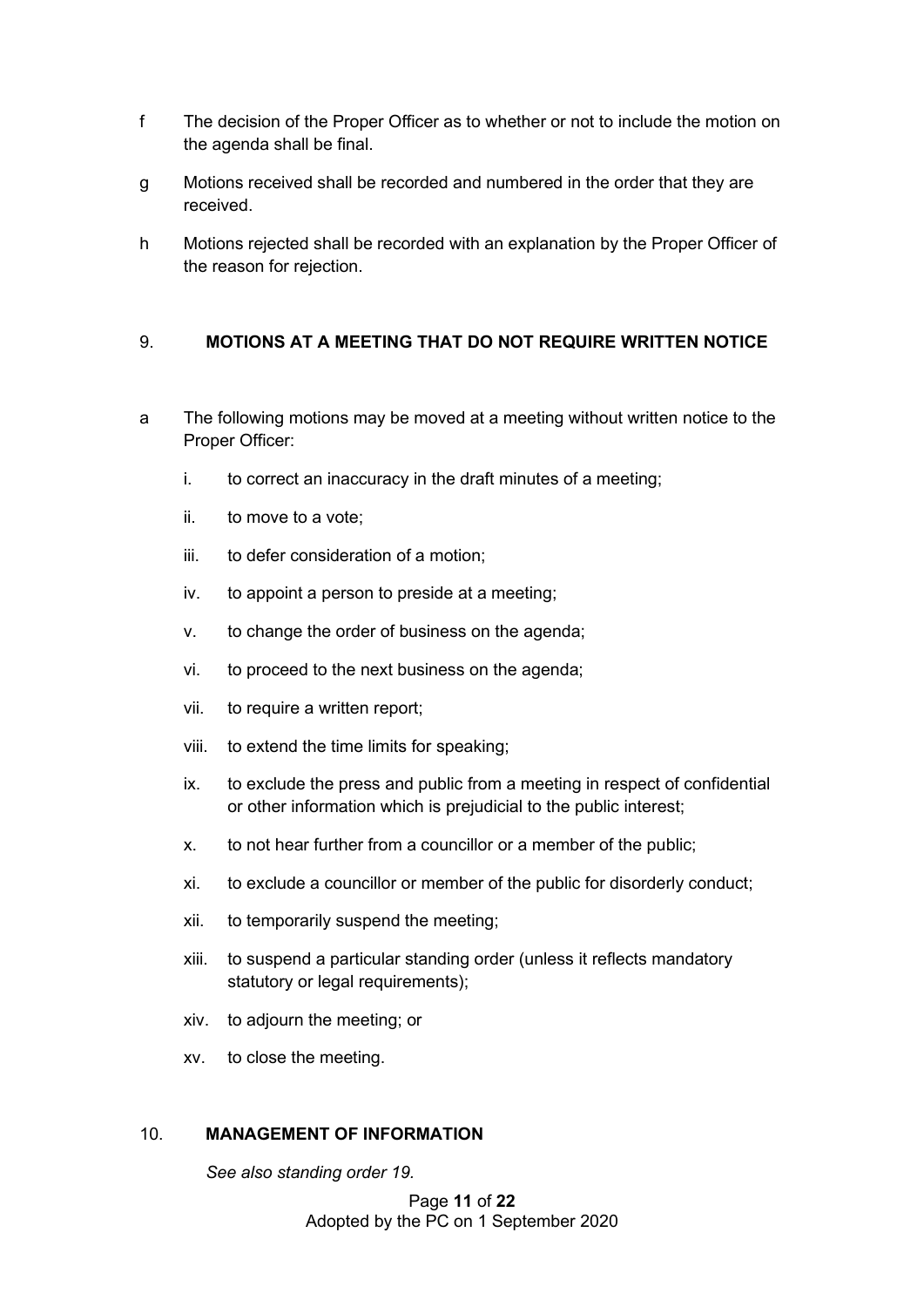f The decision of the Proper Officer as to whether or not to include the motion on the agenda shall be final.

g Motions received shall be recorded and numbered in the order that they are received.

h Motions rejected shall be recorded with an explanation by the Proper Officer of the reason for rejection.

## 9. MOTIONS AT A MEETING THAT DO NOT REQUIRE WRITTEN NOTICE

a The following motions may be moved at a meeting without written notice to the Proper Officer:

- i. to correct an inaccuracy in the draft minutes of a meeting;
- ii. to move to a vote;
- iii. to defer consideration of a motion;
- iv. to appoint a person to preside at a meeting;
- v. to change the order of business on the agenda;
- vi. to proceed to the next business on the agenda;
- vii. to require a written report;
- viii. to extend the time limits for speaking;
- ix. to exclude the press and public from a meeting in respect of confidential or other information which is prejudicial to the public interest;
- x. to not hear further from a councillor or a member of the public;
- xi. to exclude a councillor or member of the public for disorderly conduct;
- xii. to temporarily suspend the meeting;
- xiii. to suspend a particular standing order (unless it reflects mandatory statutory or legal requirements);
- xiv. to adjourn the meeting; or
- xv. to close the meeting.

## 10. MANAGEMENT OF INFORMATION

*See also standing order 19.*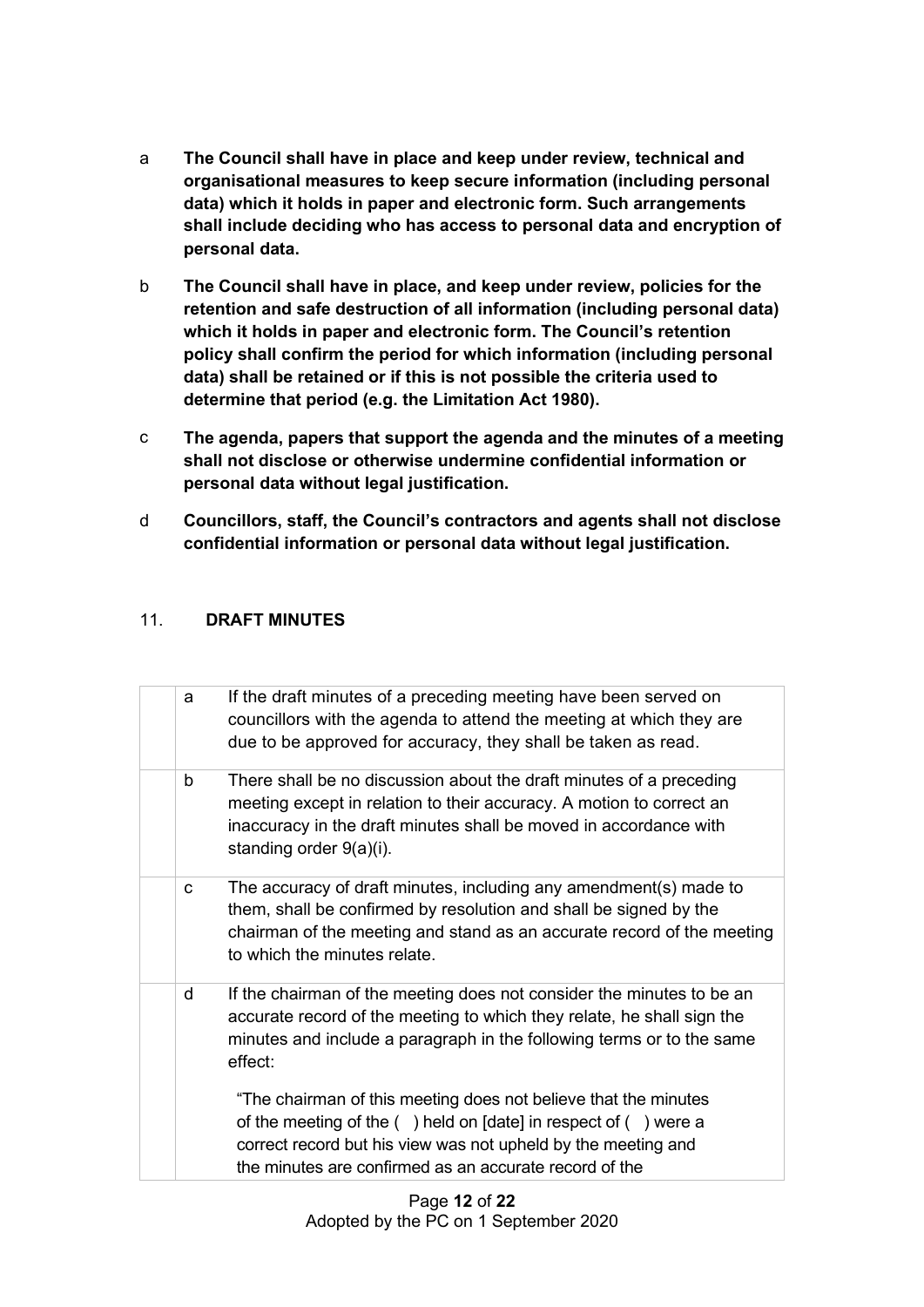a **The Council shall have in place and keep under review, technical and organisational measures to keep secure information (including personal data) which it holds in paper and electronic form. Such arrangements shall include deciding who has access to personal data and encryption of personal data.**

b **The Council shall have in place, and keep under review, policies for the retention and safe destruction of all information (including personal data) which it holds in paper and electronic form. The Council's retention policy shall confirm the period for which information (including personal data) shall be retained or if this is not possible the criteria used to determine that period (e.g. the Limitation Act 1980).**

c **The agenda, papers that support the agenda and the minutes of a meeting shall not disclose or otherwise undermine confidential information or personal data without legal justification.**

d **Councillors, staff, the Council's contractors and agents shall not disclose confidential information or personal data without legal justification.**

## 11. DRAFT MINUTES

| | | |
|---|---|---|
| | a | If the draft minutes of a preceding meeting have been served on councillors with the agenda to attend the meeting at which they are due to be approved for accuracy, they shall be taken as read. |
| | b | There shall be no discussion about the draft minutes of a preceding meeting except in relation to their accuracy. A motion to correct an inaccuracy in the draft minutes shall be moved in accordance with standing order 9(a)(i). |
| | c | The accuracy of draft minutes, including any amendment(s) made to them, shall be confirmed by resolution and shall be signed by the chairman of the meeting and stand as an accurate record of the meeting to which the minutes relate. |
| | d | If the chairman of the meeting does not consider the minutes to be an accurate record of the meeting to which they relate, he shall sign the minutes and include a paragraph in the following terms or to the same effect: "The chairman of this meeting does not believe that the minutes of the meeting of the ( ) held on [date] in respect of ( ) were a correct record but his view was not upheld by the meeting and the minutes are confirmed as an accurate record of the |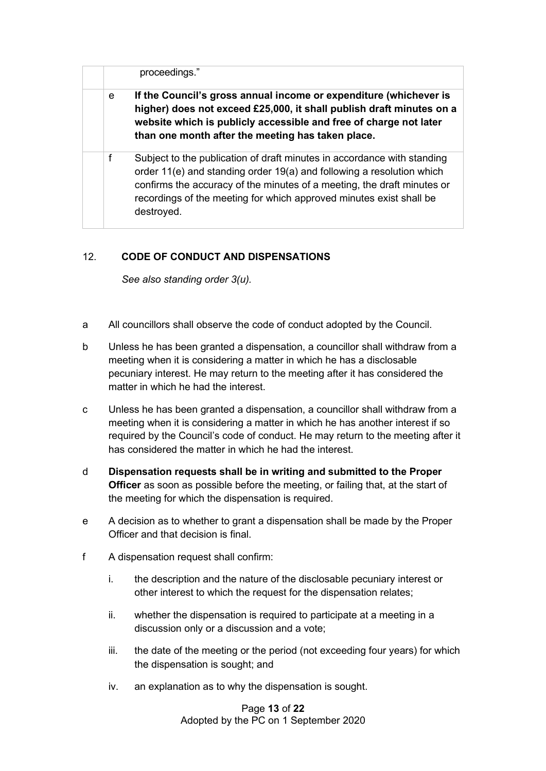| | | |
|---|---|---|
| | | proceedings." |
| | e | **If the Council's gross annual income or expenditure (whichever is higher) does not exceed £25,000, it shall publish draft minutes on a website which is publicly accessible and free of charge not later than one month after the meeting has taken place.** |
| | f | Subject to the publication of draft minutes in accordance with standing order 11(e) and standing order 19(a) and following a resolution which confirms the accuracy of the minutes of a meeting, the draft minutes or recordings of the meeting for which approved minutes exist shall be destroyed. |

## 12. CODE OF CONDUCT AND DISPENSATIONS

*See also standing order 3(u).*

a All councillors shall observe the code of conduct adopted by the Council.

b Unless he has been granted a dispensation, a councillor shall withdraw from a meeting when it is considering a matter in which he has a disclosable pecuniary interest. He may return to the meeting after it has considered the matter in which he had the interest.

c Unless he has been granted a dispensation, a councillor shall withdraw from a meeting when it is considering a matter in which he has another interest if so required by the Council's code of conduct. He may return to the meeting after it has considered the matter in which he had the interest.

d **Dispensation requests shall be in writing and submitted to the Proper Officer** as soon as possible before the meeting, or failing that, at the start of the meeting for which the dispensation is required.

e A decision as to whether to grant a dispensation shall be made by the Proper Officer and that decision is final.

f A dispensation request shall confirm:

i. the description and the nature of the disclosable pecuniary interest or other interest to which the request for the dispensation relates;

ii. whether the dispensation is required to participate at a meeting in a discussion only or a discussion and a vote;

iii. the date of the meeting or the period (not exceeding four years) for which the dispensation is sought; and

iv. an explanation as to why the dispensation is sought.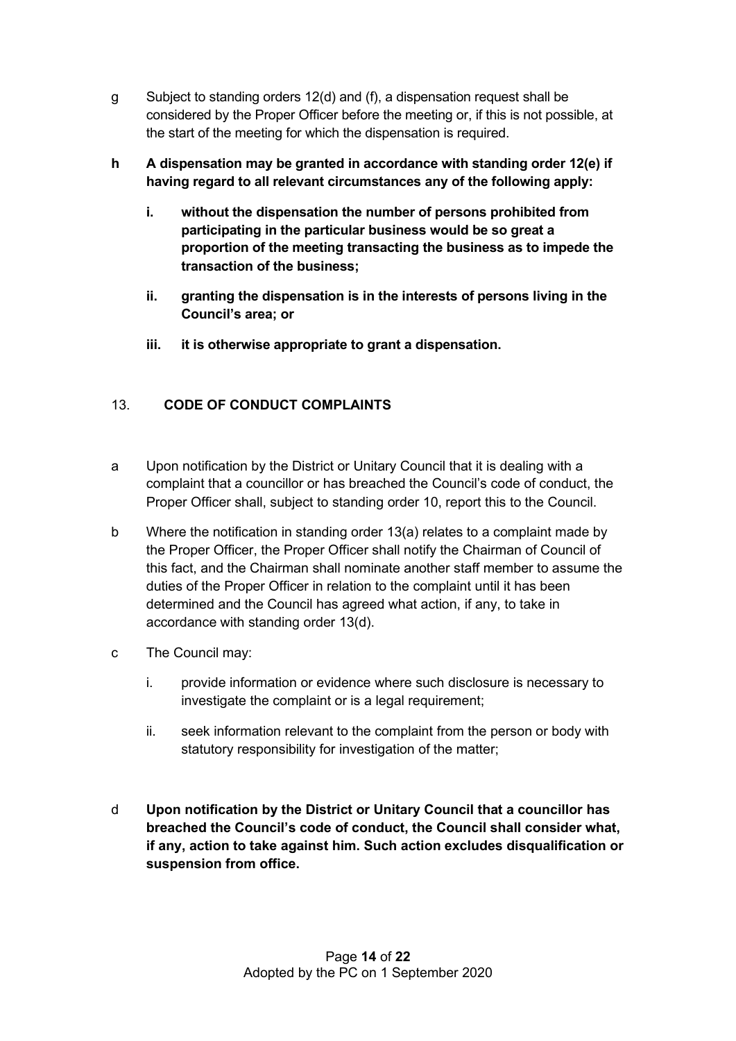g Subject to standing orders 12(d) and (f), a dispensation request shall be considered by the Proper Officer before the meeting or, if this is not possible, at the start of the meeting for which the dispensation is required.

**h A dispensation may be granted in accordance with standing order 12(e) if having regard to all relevant circumstances any of the following apply:**

- **i. without the dispensation the number of persons prohibited from participating in the particular business would be so great a proportion of the meeting transacting the business as to impede the transaction of the business;**
- **ii. granting the dispensation is in the interests of persons living in the Council's area; or**
- **iii. it is otherwise appropriate to grant a dispensation.**

## 13. CODE OF CONDUCT COMPLAINTS

a Upon notification by the District or Unitary Council that it is dealing with a complaint that a councillor or has breached the Council's code of conduct, the Proper Officer shall, subject to standing order 10, report this to the Council.

b Where the notification in standing order 13(a) relates to a complaint made by the Proper Officer, the Proper Officer shall notify the Chairman of Council of this fact, and the Chairman shall nominate another staff member to assume the duties of the Proper Officer in relation to the complaint until it has been determined and the Council has agreed what action, if any, to take in accordance with standing order 13(d).

c The Council may:

- i. provide information or evidence where such disclosure is necessary to investigate the complaint or is a legal requirement;
- ii. seek information relevant to the complaint from the person or body with statutory responsibility for investigation of the matter;

**d Upon notification by the District or Unitary Council that a councillor has breached the Council's code of conduct, the Council shall consider what, if any, action to take against him. Such action excludes disqualification or suspension from office.**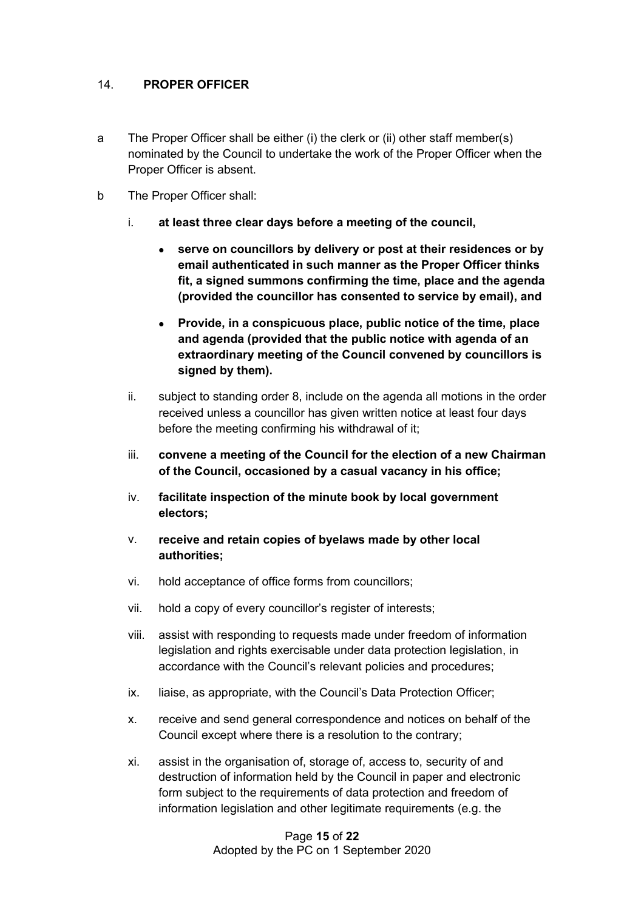## 14. **PROPER OFFICER**

a. The Proper Officer shall be either (i) the clerk or (ii) other staff member(s) nominated by the Council to undertake the work of the Proper Officer when the Proper Officer is absent.

b. The Proper Officer shall:

   i. **at least three clear days before a meeting of the council,**

      - **serve on councillors by delivery or post at their residences or by email authenticated in such manner as the Proper Officer thinks fit, a signed summons confirming the time, place and the agenda (provided the councillor has consented to service by email), and**

      - **Provide, in a conspicuous place, public notice of the time, place and agenda (provided that the public notice with agenda of an extraordinary meeting of the Council convened by councillors is signed by them).**

   ii. subject to standing order 8, include on the agenda all motions in the order received unless a councillor has given written notice at least four days before the meeting confirming his withdrawal of it;

   iii. **convene a meeting of the Council for the election of a new Chairman of the Council, occasioned by a casual vacancy in his office;**

   iv. **facilitate inspection of the minute book by local government electors;**

   v. **receive and retain copies of byelaws made by other local authorities;**

   vi. hold acceptance of office forms from councillors;

   vii. hold a copy of every councillor's register of interests;

   viii. assist with responding to requests made under freedom of information legislation and rights exercisable under data protection legislation, in accordance with the Council's relevant policies and procedures;

   ix. liaise, as appropriate, with the Council's Data Protection Officer;

   x. receive and send general correspondence and notices on behalf of the Council except where there is a resolution to the contrary;

   xi. assist in the organisation of, storage of, access to, security of and destruction of information held by the Council in paper and electronic form subject to the requirements of data protection and freedom of information legislation and other legitimate requirements (e.g. the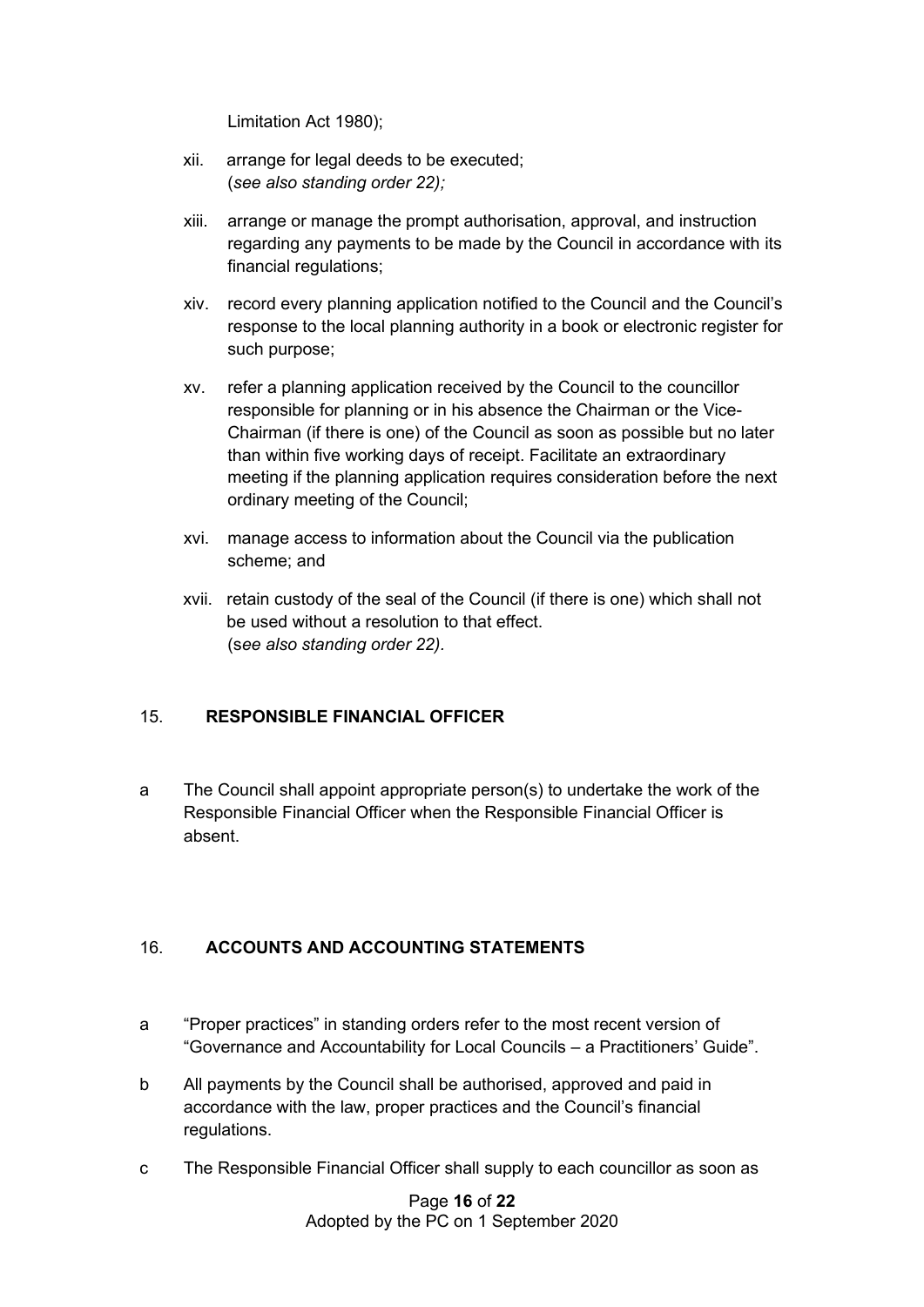Limitation Act 1980);

xii. arrange for legal deeds to be executed;
(*see also standing order 22);*

xiii. arrange or manage the prompt authorisation, approval, and instruction regarding any payments to be made by the Council in accordance with its financial regulations;

xiv. record every planning application notified to the Council and the Council's response to the local planning authority in a book or electronic register for such purpose;

xv. refer a planning application received by the Council to the councillor responsible for planning or in his absence the Chairman or the Vice-Chairman (if there is one) of the Council as soon as possible but no later than within five working days of receipt. Facilitate an extraordinary meeting if the planning application requires consideration before the next ordinary meeting of the Council;

xvi. manage access to information about the Council via the publication scheme; and

xvii. retain custody of the seal of the Council (if there is one) which shall not be used without a resolution to that effect.
(s*ee also standing order 22).*

## 15. RESPONSIBLE FINANCIAL OFFICER

a The Council shall appoint appropriate person(s) to undertake the work of the Responsible Financial Officer when the Responsible Financial Officer is absent.

## 16. ACCOUNTS AND ACCOUNTING STATEMENTS

a "Proper practices" in standing orders refer to the most recent version of "Governance and Accountability for Local Councils – a Practitioners' Guide".

b All payments by the Council shall be authorised, approved and paid in accordance with the law, proper practices and the Council's financial regulations.

c The Responsible Financial Officer shall supply to each councillor as soon as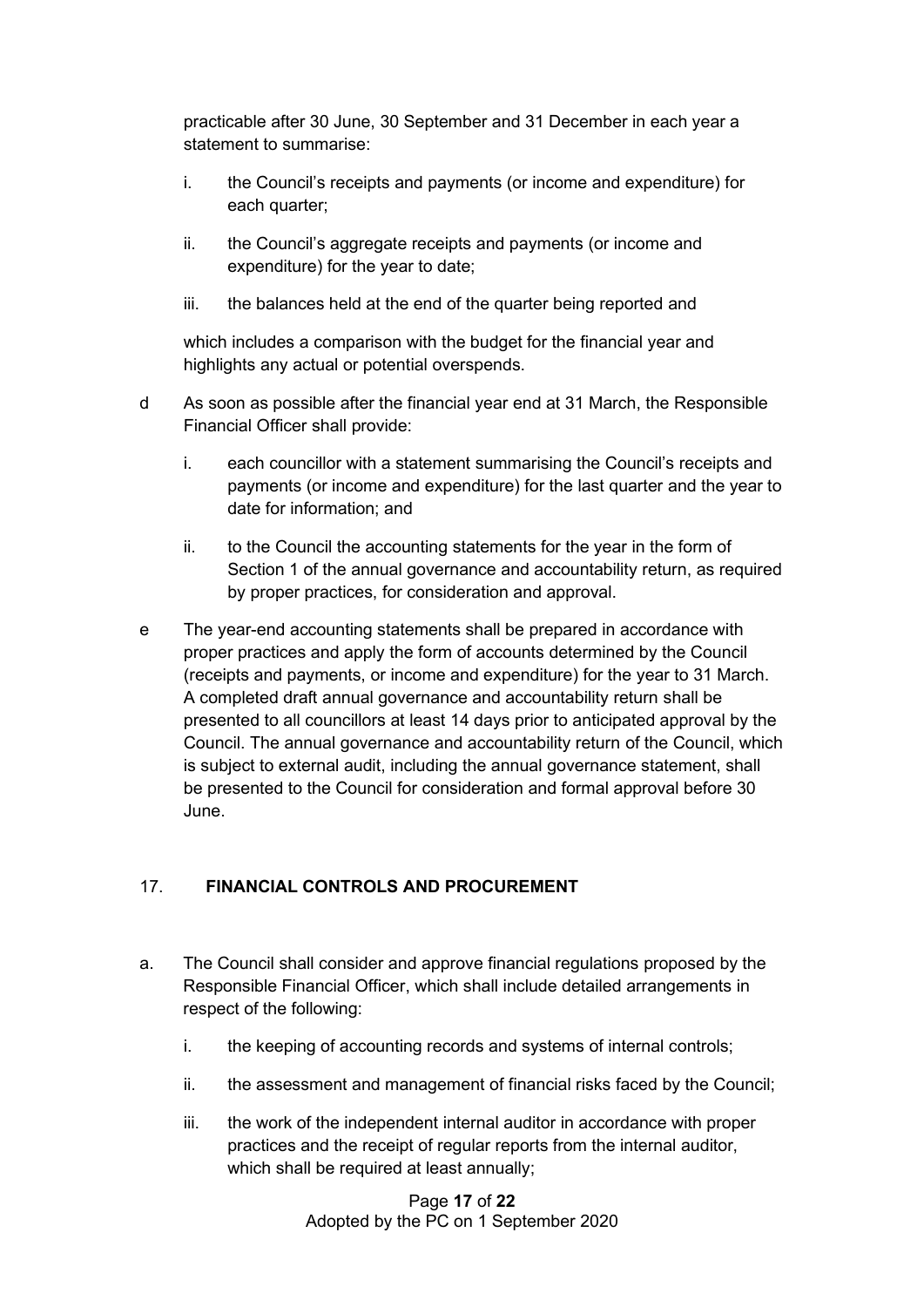practicable after 30 June, 30 September and 31 December in each year a statement to summarise:

i. the Council's receipts and payments (or income and expenditure) for each quarter;

ii. the Council's aggregate receipts and payments (or income and expenditure) for the year to date;

iii. the balances held at the end of the quarter being reported and

which includes a comparison with the budget for the financial year and highlights any actual or potential overspends.

d As soon as possible after the financial year end at 31 March, the Responsible Financial Officer shall provide:

i. each councillor with a statement summarising the Council's receipts and payments (or income and expenditure) for the last quarter and the year to date for information; and

ii. to the Council the accounting statements for the year in the form of Section 1 of the annual governance and accountability return, as required by proper practices, for consideration and approval.

e The year-end accounting statements shall be prepared in accordance with proper practices and apply the form of accounts determined by the Council (receipts and payments, or income and expenditure) for the year to 31 March. A completed draft annual governance and accountability return shall be presented to all councillors at least 14 days prior to anticipated approval by the Council. The annual governance and accountability return of the Council, which is subject to external audit, including the annual governance statement, shall be presented to the Council for consideration and formal approval before 30 June.

## 17. FINANCIAL CONTROLS AND PROCUREMENT

a. The Council shall consider and approve financial regulations proposed by the Responsible Financial Officer, which shall include detailed arrangements in respect of the following:

i. the keeping of accounting records and systems of internal controls;

ii. the assessment and management of financial risks faced by the Council;

iii. the work of the independent internal auditor in accordance with proper practices and the receipt of regular reports from the internal auditor, which shall be required at least annually;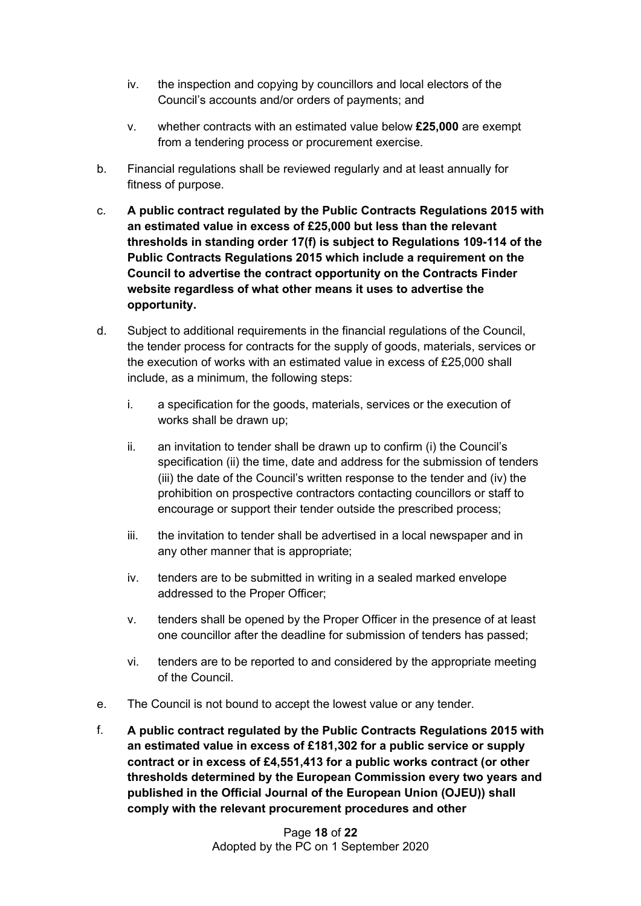iv. the inspection and copying by councillors and local electors of the Council's accounts and/or orders of payments; and

v. whether contracts with an estimated value below **£25,000** are exempt from a tendering process or procurement exercise.

b. Financial regulations shall be reviewed regularly and at least annually for fitness of purpose.

c. **A public contract regulated by the Public Contracts Regulations 2015 with an estimated value in excess of £25,000 but less than the relevant thresholds in standing order 17(f) is subject to Regulations 109-114 of the Public Contracts Regulations 2015 which include a requirement on the Council to advertise the contract opportunity on the Contracts Finder website regardless of what other means it uses to advertise the opportunity.**

d. Subject to additional requirements in the financial regulations of the Council, the tender process for contracts for the supply of goods, materials, services or the execution of works with an estimated value in excess of £25,000 shall include, as a minimum, the following steps:

i. a specification for the goods, materials, services or the execution of works shall be drawn up;

ii. an invitation to tender shall be drawn up to confirm (i) the Council's specification (ii) the time, date and address for the submission of tenders (iii) the date of the Council's written response to the tender and (iv) the prohibition on prospective contractors contacting councillors or staff to encourage or support their tender outside the prescribed process;

iii. the invitation to tender shall be advertised in a local newspaper and in any other manner that is appropriate;

iv. tenders are to be submitted in writing in a sealed marked envelope addressed to the Proper Officer;

v. tenders shall be opened by the Proper Officer in the presence of at least one councillor after the deadline for submission of tenders has passed;

vi. tenders are to be reported to and considered by the appropriate meeting of the Council.

e. The Council is not bound to accept the lowest value or any tender.

f. **A public contract regulated by the Public Contracts Regulations 2015 with an estimated value in excess of £181,302 for a public service or supply contract or in excess of £4,551,413 for a public works contract (or other thresholds determined by the European Commission every two years and published in the Official Journal of the European Union (OJEU)) shall comply with the relevant procurement procedures and other**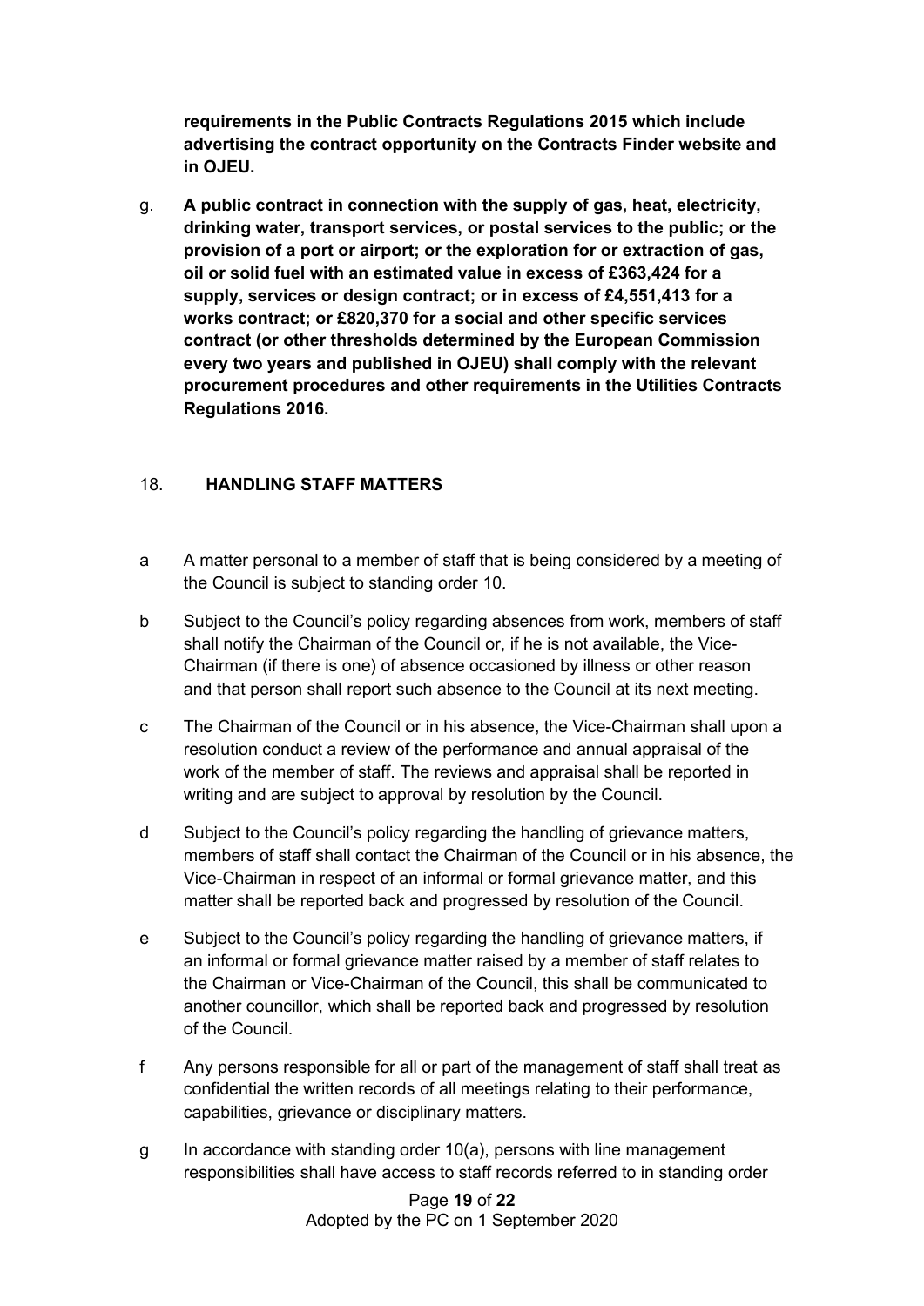**requirements in the Public Contracts Regulations 2015 which include advertising the contract opportunity on the Contracts Finder website and in OJEU.**

g. **A public contract in connection with the supply of gas, heat, electricity, drinking water, transport services, or postal services to the public; or the provision of a port or airport; or the exploration for or extraction of gas, oil or solid fuel with an estimated value in excess of £363,424 for a supply, services or design contract; or in excess of £4,551,413 for a works contract; or £820,370 for a social and other specific services contract (or other thresholds determined by the European Commission every two years and published in OJEU) shall comply with the relevant procurement procedures and other requirements in the Utilities Contracts Regulations 2016.**

## 18. HANDLING STAFF MATTERS

a A matter personal to a member of staff that is being considered by a meeting of the Council is subject to standing order 10.

b Subject to the Council's policy regarding absences from work, members of staff shall notify the Chairman of the Council or, if he is not available, the Vice-Chairman (if there is one) of absence occasioned by illness or other reason and that person shall report such absence to the Council at its next meeting.

c The Chairman of the Council or in his absence, the Vice-Chairman shall upon a resolution conduct a review of the performance and annual appraisal of the work of the member of staff. The reviews and appraisal shall be reported in writing and are subject to approval by resolution by the Council.

d Subject to the Council's policy regarding the handling of grievance matters, members of staff shall contact the Chairman of the Council or in his absence, the Vice-Chairman in respect of an informal or formal grievance matter, and this matter shall be reported back and progressed by resolution of the Council.

e Subject to the Council's policy regarding the handling of grievance matters, if an informal or formal grievance matter raised by a member of staff relates to the Chairman or Vice-Chairman of the Council, this shall be communicated to another councillor, which shall be reported back and progressed by resolution of the Council.

f Any persons responsible for all or part of the management of staff shall treat as confidential the written records of all meetings relating to their performance, capabilities, grievance or disciplinary matters.

g In accordance with standing order 10(a), persons with line management responsibilities shall have access to staff records referred to in standing order

Adopted by the PC on 1 September 2020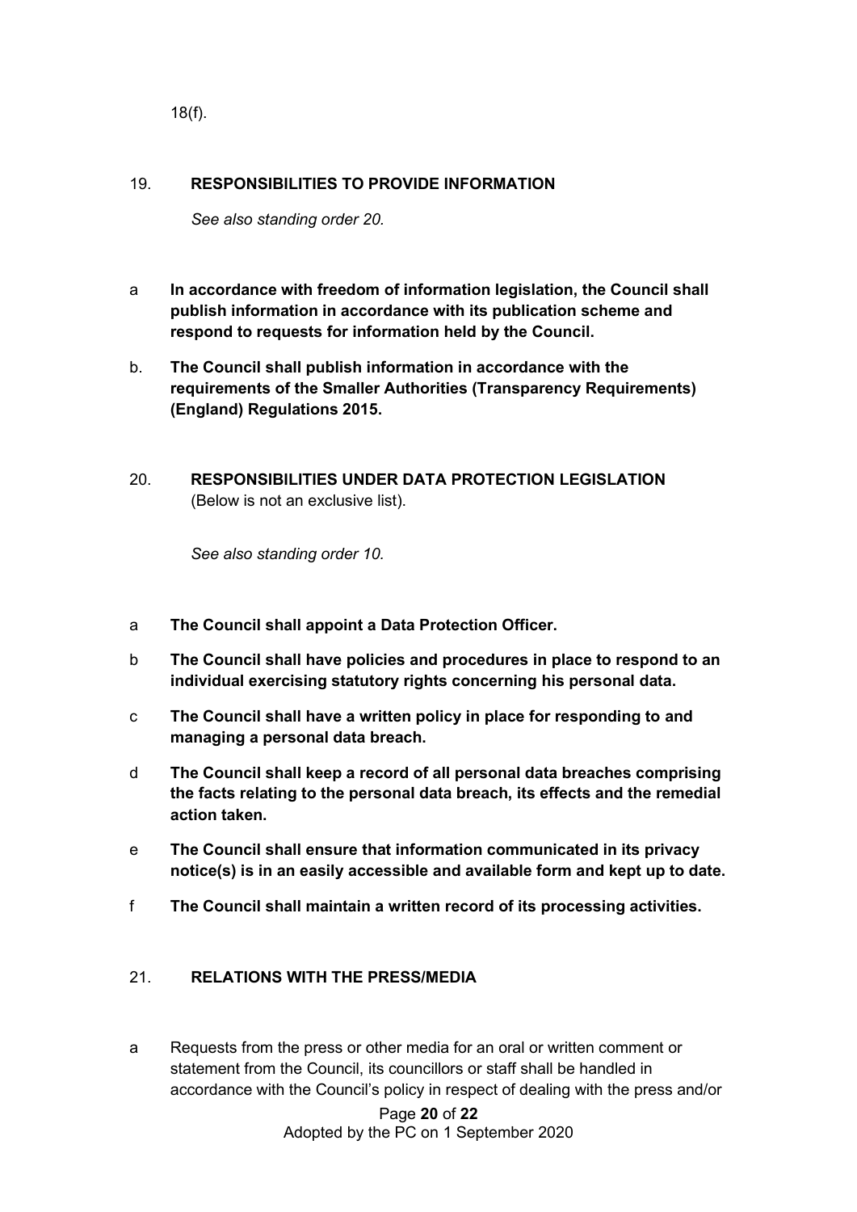18(f).

## 19. RESPONSIBILITIES TO PROVIDE INFORMATION

*See also standing order 20.*

a **In accordance with freedom of information legislation, the Council shall publish information in accordance with its publication scheme and respond to requests for information held by the Council.**

b. **The Council shall publish information in accordance with the requirements of the Smaller Authorities (Transparency Requirements) (England) Regulations 2015.**

## 20. RESPONSIBILITIES UNDER DATA PROTECTION LEGISLATION

(Below is not an exclusive list).

*See also standing order 10.*

a **The Council shall appoint a Data Protection Officer.**

b **The Council shall have policies and procedures in place to respond to an individual exercising statutory rights concerning his personal data.**

c **The Council shall have a written policy in place for responding to and managing a personal data breach.**

d **The Council shall keep a record of all personal data breaches comprising the facts relating to the personal data breach, its effects and the remedial action taken.**

e **The Council shall ensure that information communicated in its privacy notice(s) is in an easily accessible and available form and kept up to date.**

f **The Council shall maintain a written record of its processing activities.**

## 21. RELATIONS WITH THE PRESS/MEDIA

a Requests from the press or other media for an oral or written comment or statement from the Council, its councillors or staff shall be handled in accordance with the Council's policy in respect of dealing with the press and/or

Adopted by the PC on 1 September 2020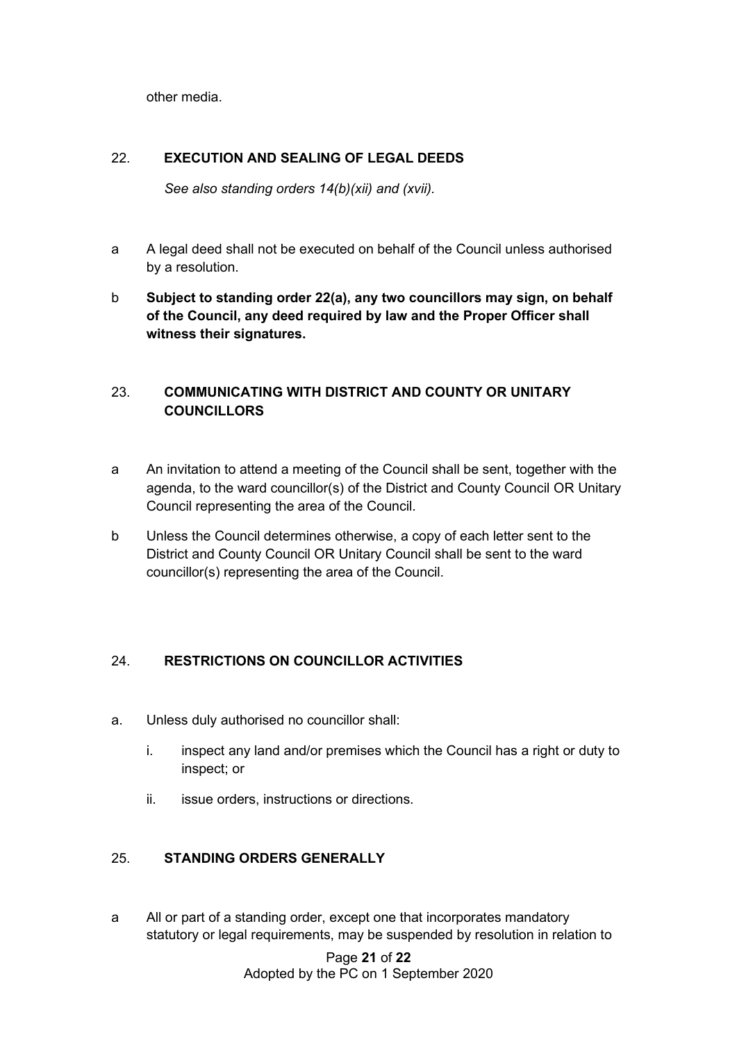other media.

## 22. EXECUTION AND SEALING OF LEGAL DEEDS

*See also standing orders 14(b)(xii) and (xvii).*

a A legal deed shall not be executed on behalf of the Council unless authorised by a resolution.

b **Subject to standing order 22(a), any two councillors may sign, on behalf of the Council, any deed required by law and the Proper Officer shall witness their signatures.**

## 23. COMMUNICATING WITH DISTRICT AND COUNTY OR UNITARY COUNCILLORS

a An invitation to attend a meeting of the Council shall be sent, together with the agenda, to the ward councillor(s) of the District and County Council OR Unitary Council representing the area of the Council.

b Unless the Council determines otherwise, a copy of each letter sent to the District and County Council OR Unitary Council shall be sent to the ward councillor(s) representing the area of the Council.

## 24. RESTRICTIONS ON COUNCILLOR ACTIVITIES

a. Unless duly authorised no councillor shall:

   i. inspect any land and/or premises which the Council has a right or duty to inspect; or

   ii. issue orders, instructions or directions.

## 25. STANDING ORDERS GENERALLY

a All or part of a standing order, except one that incorporates mandatory statutory or legal requirements, may be suspended by resolution in relation to

Adopted by the PC on 1 September 2020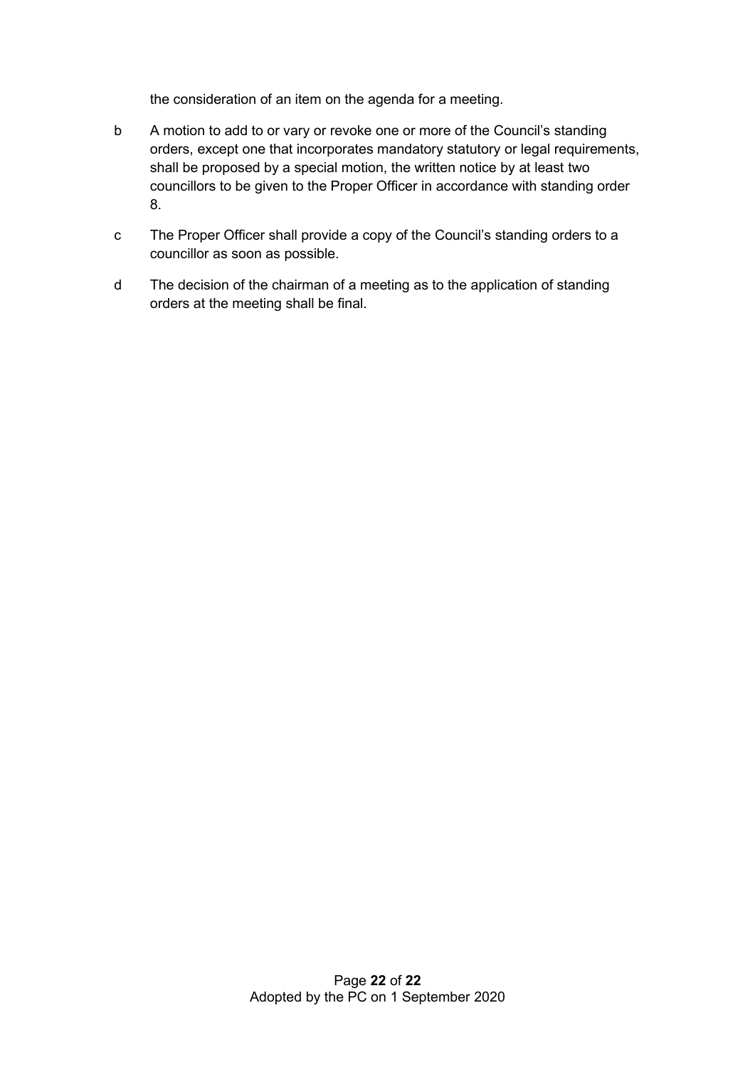the consideration of an item on the agenda for a meeting.

b A motion to add to or vary or revoke one or more of the Council's standing orders, except one that incorporates mandatory statutory or legal requirements, shall be proposed by a special motion, the written notice by at least two councillors to be given to the Proper Officer in accordance with standing order 8.

c The Proper Officer shall provide a copy of the Council's standing orders to a councillor as soon as possible.

d The decision of the chairman of a meeting as to the application of standing orders at the meeting shall be final.